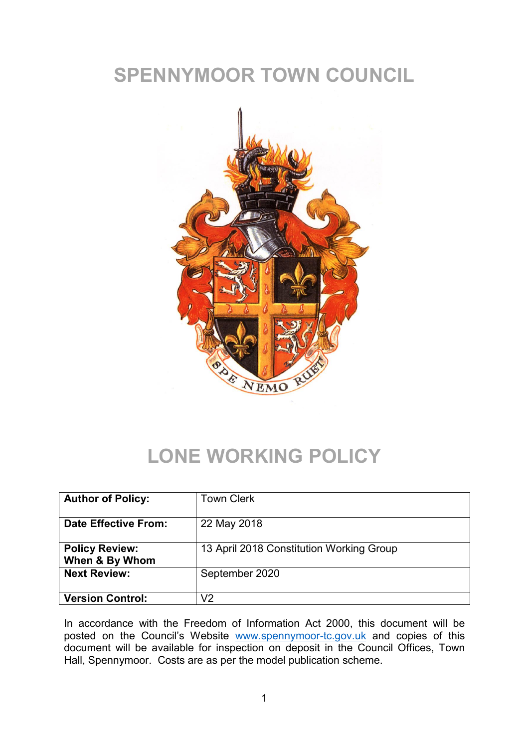# SPENNYMOOR TOWN COUNCIL

# LONE WORKING POLICY

| **Author of Policy:** | Town Clerk |
|---|---|
| **Date Effective From:** | 22 May 2018 |
| **Policy Review: When & By Whom** | 13 April 2018 Constitution Working Group |
| **Next Review:** | September 2020 |
| **Version Control:** | V2 |

In accordance with the Freedom of Information Act 2000, this document will be posted on the Council's Website www.spennymoor-tc.gov.uk and copies of this document will be available for inspection on deposit in the Council Offices, Town Hall, Spennymoor. Costs are as per the model publication scheme.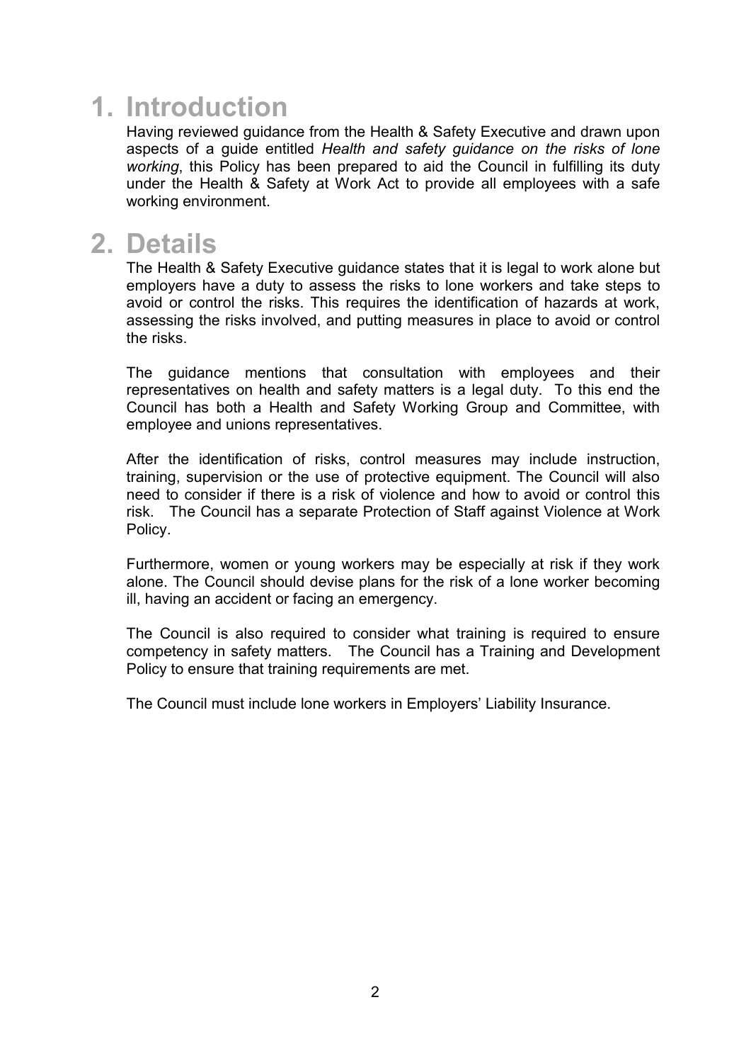# 1. Introduction

Having reviewed guidance from the Health & Safety Executive and drawn upon aspects of a guide entitled *Health and safety guidance on the risks of lone working*, this Policy has been prepared to aid the Council in fulfilling its duty under the Health & Safety at Work Act to provide all employees with a safe working environment.

# 2. Details

The Health & Safety Executive guidance states that it is legal to work alone but employers have a duty to assess the risks to lone workers and take steps to avoid or control the risks. This requires the identification of hazards at work, assessing the risks involved, and putting measures in place to avoid or control the risks.

The guidance mentions that consultation with employees and their representatives on health and safety matters is a legal duty. To this end the Council has both a Health and Safety Working Group and Committee, with employee and unions representatives.

After the identification of risks, control measures may include instruction, training, supervision or the use of protective equipment. The Council will also need to consider if there is a risk of violence and how to avoid or control this risk. The Council has a separate Protection of Staff against Violence at Work Policy.

Furthermore, women or young workers may be especially at risk if they work alone. The Council should devise plans for the risk of a lone worker becoming ill, having an accident or facing an emergency.

The Council is also required to consider what training is required to ensure competency in safety matters. The Council has a Training and Development Policy to ensure that training requirements are met.

The Council must include lone workers in Employers' Liability Insurance.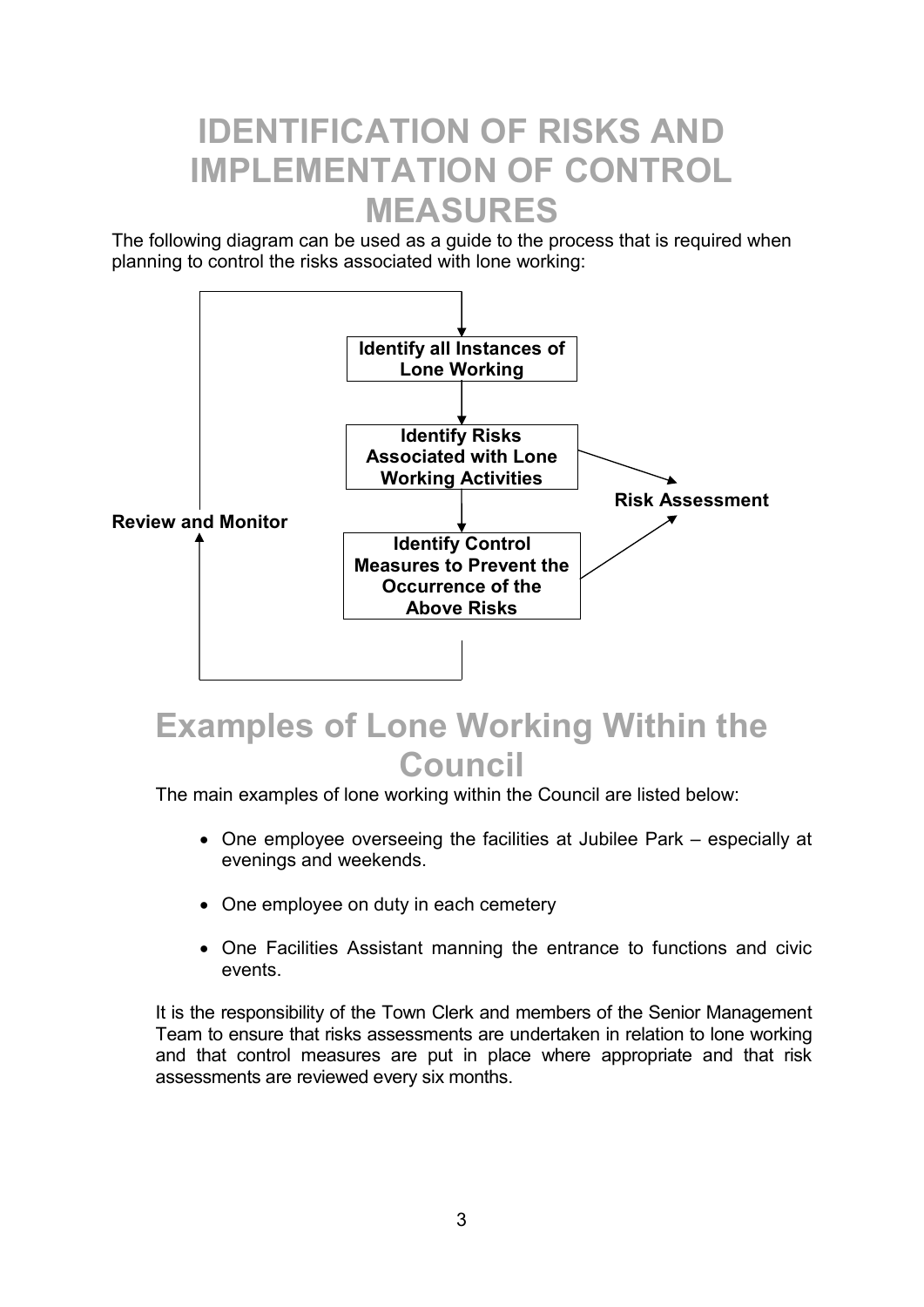# IDENTIFICATION OF RISKS AND IMPLEMENTATION OF CONTROL MEASURES

The following diagram can be used as a guide to the process that is required when planning to control the risks associated with lone working:

Identify all Instances of Lone Working

Identify Risks Associated with Lone Working Activities

Identify Control Measures to Prevent the Occurrence of the Above Risks

Risk Assessment

Review and Monitor

# Examples of Lone Working Within the Council

The main examples of lone working within the Council are listed below:

- One employee overseeing the facilities at Jubilee Park – especially at evenings and weekends.
- One employee on duty in each cemetery
- One Facilities Assistant manning the entrance to functions and civic events.

It is the responsibility of the Town Clerk and members of the Senior Management Team to ensure that risks assessments are undertaken in relation to lone working and that control measures are put in place where appropriate and that risk assessments are reviewed every six months.